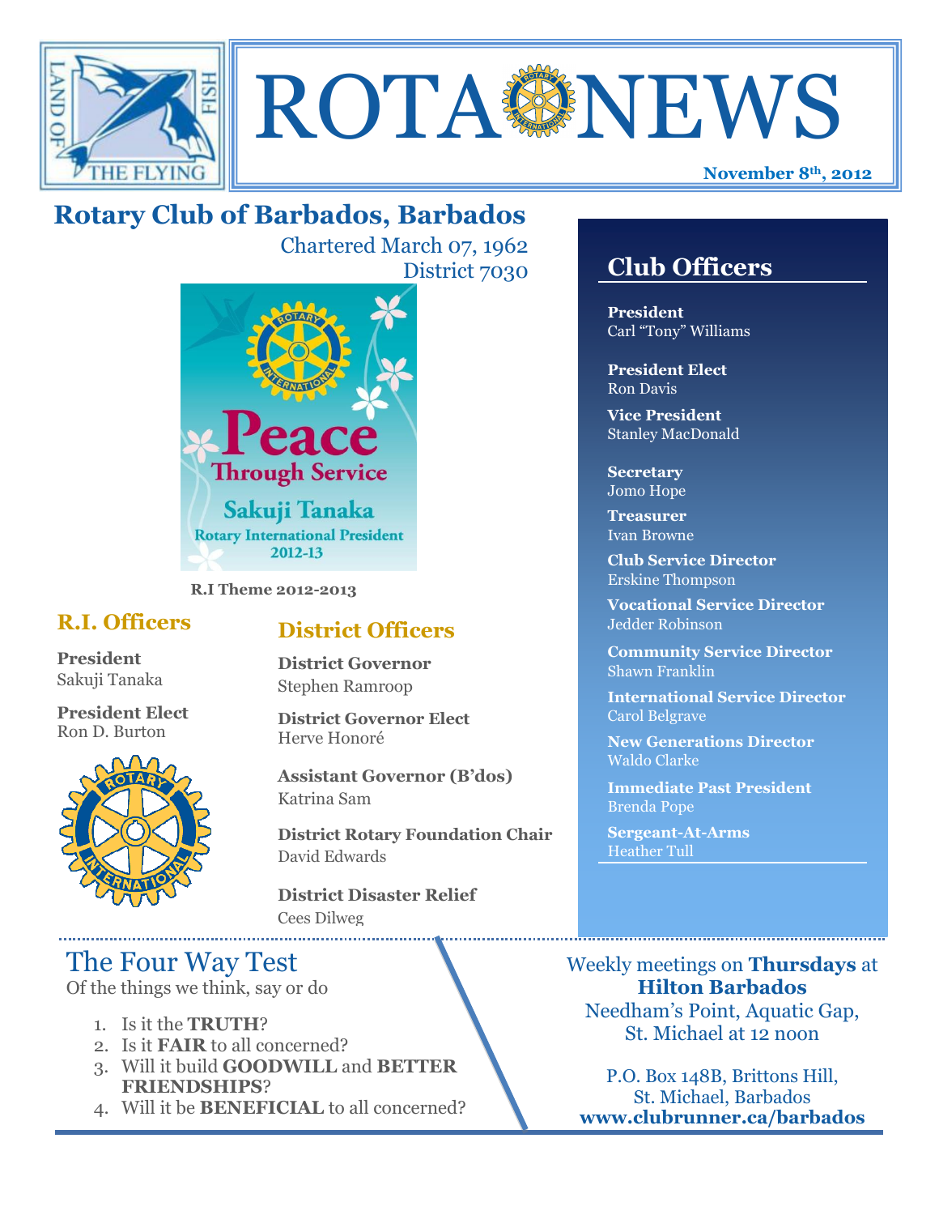# ROTA NEWS

**November 8th, 2012**

## Rotary Club of Barbados, Barbados

Chartered March 07, 1962
District 7030

Peace Through Service
Sakuji Tanaka
Rotary International President
2012-13

**R.I Theme 2012-2013**

### R.I. Officers

**President**
Sakuji Tanaka

**President Elect**
Ron D. Burton

### District Officers

**District Governor**
Stephen Ramroop

**District Governor Elect**
Herve Honoré

**Assistant Governor (B'dos)**
Katrina Sam

**District Rotary Foundation Chair**
David Edwards

**District Disaster Relief**
Cees Dilweg

### Club Officers

**President**
Carl "Tony" Williams

**President Elect**
Ron Davis

**Vice President**
Stanley MacDonald

**Secretary**
Jomo Hope

**Treasurer**
Ivan Browne

**Club Service Director**
Erskine Thompson

**Vocational Service Director**
Jedder Robinson

**Community Service Director**
Shawn Franklin

**International Service Director**
Carol Belgrave

**New Generations Director**
Waldo Clarke

**Immediate Past President**
Brenda Pope

**Sergeant-At-Arms**
Heather Tull

## The Four Way Test

Of the things we think, say or do

1. Is it the **TRUTH**?
2. Is it **FAIR** to all concerned?
3. Will it build **GOODWILL** and **BETTER FRIENDSHIPS**?
4. Will it be **BENEFICIAL** to all concerned?

Weekly meetings on **Thursdays** at **Hilton Barbados** Needham's Point, Aquatic Gap, St. Michael at 12 noon

P.O. Box 148B, Brittons Hill, St. Michael, Barbados
**www.clubrunner.ca/barbados**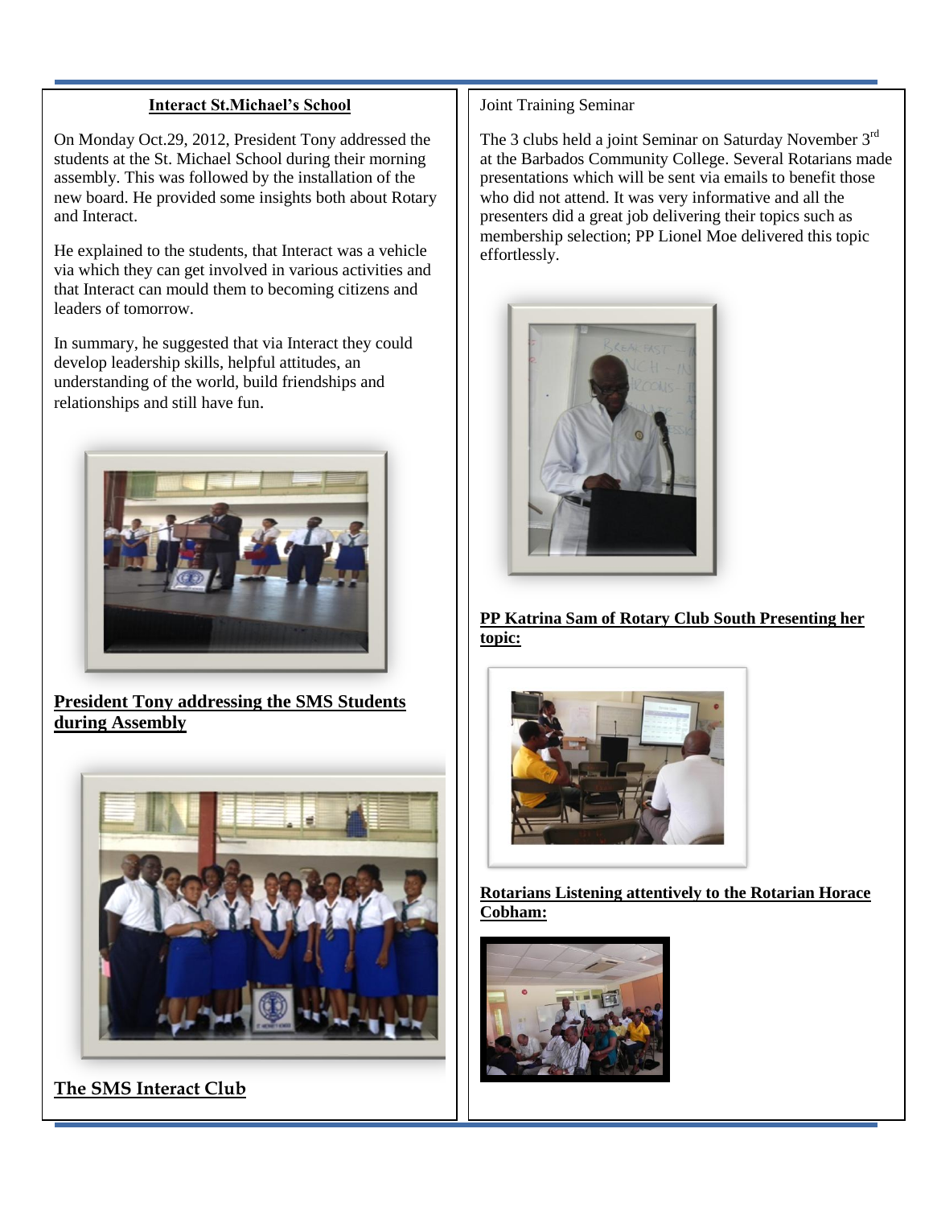## Interact St.Michael's School

On Monday Oct.29, 2012, President Tony addressed the students at the St. Michael School during their morning assembly. This was followed by the installation of the new board. He provided some insights both about Rotary and Interact.

He explained to the students, that Interact was a vehicle via which they can get involved in various activities and that Interact can mould them to becoming citizens and leaders of tomorrow.

In summary, he suggested that via Interact they could develop leadership skills, helpful attitudes, an understanding of the world, build friendships and relationships and still have fun.

**President Tony addressing the SMS Students during Assembly**

**The SMS Interact Club**

## Joint Training Seminar

The 3 clubs held a joint Seminar on Saturday November 3rd at the Barbados Community College. Several Rotarians made presentations which will be sent via emails to benefit those who did not attend. It was very informative and all the presenters did a great job delivering their topics such as membership selection; PP Lionel Moe delivered this topic effortlessly.

**PP Katrina Sam of Rotary Club South Presenting her topic:**

**Rotarians Listening attentively to the Rotarian Horace Cobham:**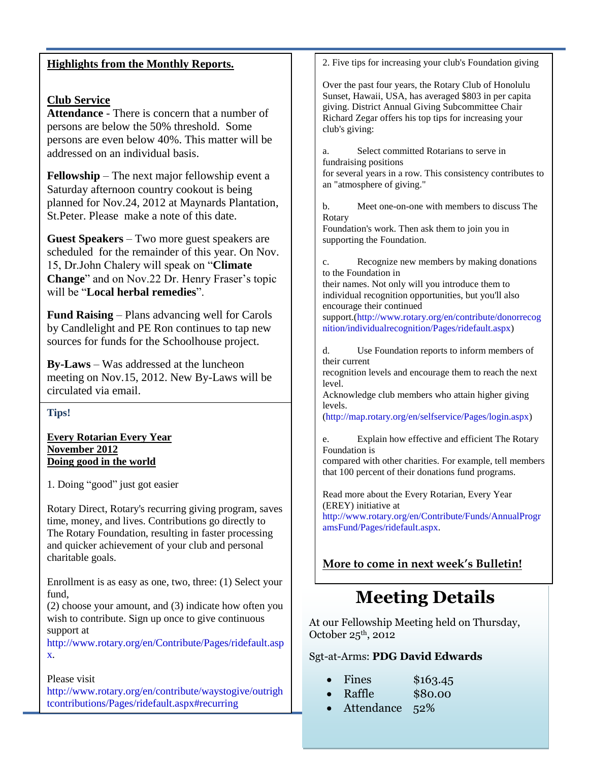## Highlights from the Monthly Reports.

### Club Service

**Attendance** - There is concern that a number of persons are below the 50% threshold. Some persons are even below 40%. This matter will be addressed on an individual basis.

**Fellowship** – The next major fellowship event a Saturday afternoon country cookout is being planned for Nov.24, 2012 at Maynards Plantation, St.Peter. Please make a note of this date.

**Guest Speakers** – Two more guest speakers are scheduled for the remainder of this year. On Nov. 15, Dr.John Chalery will speak on "**Climate Change**" and on Nov.22 Dr. Henry Fraser's topic will be "**Local herbal remedies**".

**Fund Raising** – Plans advancing well for Carols by Candlelight and PE Ron continues to tap new sources for funds for the Schoolhouse project.

**By-Laws** – Was addressed at the luncheon meeting on Nov.15, 2012. New By-Laws will be circulated via email.

### Tips!

**Every Rotarian Every Year**
**November 2012**
**Doing good in the world**

1. Doing "good" just got easier

Rotary Direct, Rotary's recurring giving program, saves time, money, and lives. Contributions go directly to The Rotary Foundation, resulting in faster processing and quicker achievement of your club and personal charitable goals.

Enrollment is as easy as one, two, three: (1) Select your fund,
(2) choose your amount, and (3) indicate how often you wish to contribute. Sign up once to give continuous support at
http://www.rotary.org/en/Contribute/Pages/ridefault.aspx.

Please visit
http://www.rotary.org/en/contribute/waystogive/outrightcontributions/Pages/ridefault.aspx#recurring

2. Five tips for increasing your club's Foundation giving

Over the past four years, the Rotary Club of Honolulu Sunset, Hawaii, USA, has averaged $803 in per capita giving. District Annual Giving Subcommittee Chair Richard Zegar offers his top tips for increasing your club's giving:

a. Select committed Rotarians to serve in fundraising positions
for several years in a row. This consistency contributes to an "atmosphere of giving."

b. Meet one-on-one with members to discuss The Rotary
Foundation's work. Then ask them to join you in supporting the Foundation.

c. Recognize new members by making donations to the Foundation in
their names. Not only will you introduce them to individual recognition opportunities, but you'll also encourage their continued
support.(http://www.rotary.org/en/contribute/donorrecognition/individualrecognition/Pages/ridefault.aspx)

d. Use Foundation reports to inform members of their current
recognition levels and encourage them to reach the next level.
Acknowledge club members who attain higher giving levels.
(http://map.rotary.org/en/selfservice/Pages/login.aspx)

e. Explain how effective and efficient The Rotary Foundation is
compared with other charities. For example, tell members that 100 percent of their donations fund programs.

Read more about the Every Rotarian, Every Year (EREY) initiative at
http://www.rotary.org/en/Contribute/Funds/AnnualProgramsFund/Pages/ridefault.aspx.

**More to come in next week's Bulletin!**

# Meeting Details

At our Fellowship Meeting held on Thursday, October 25th, 2012

Sgt-at-Arms: **PDG David Edwards**

- Fines $163.45
- Raffle $80.00
- Attendance 52%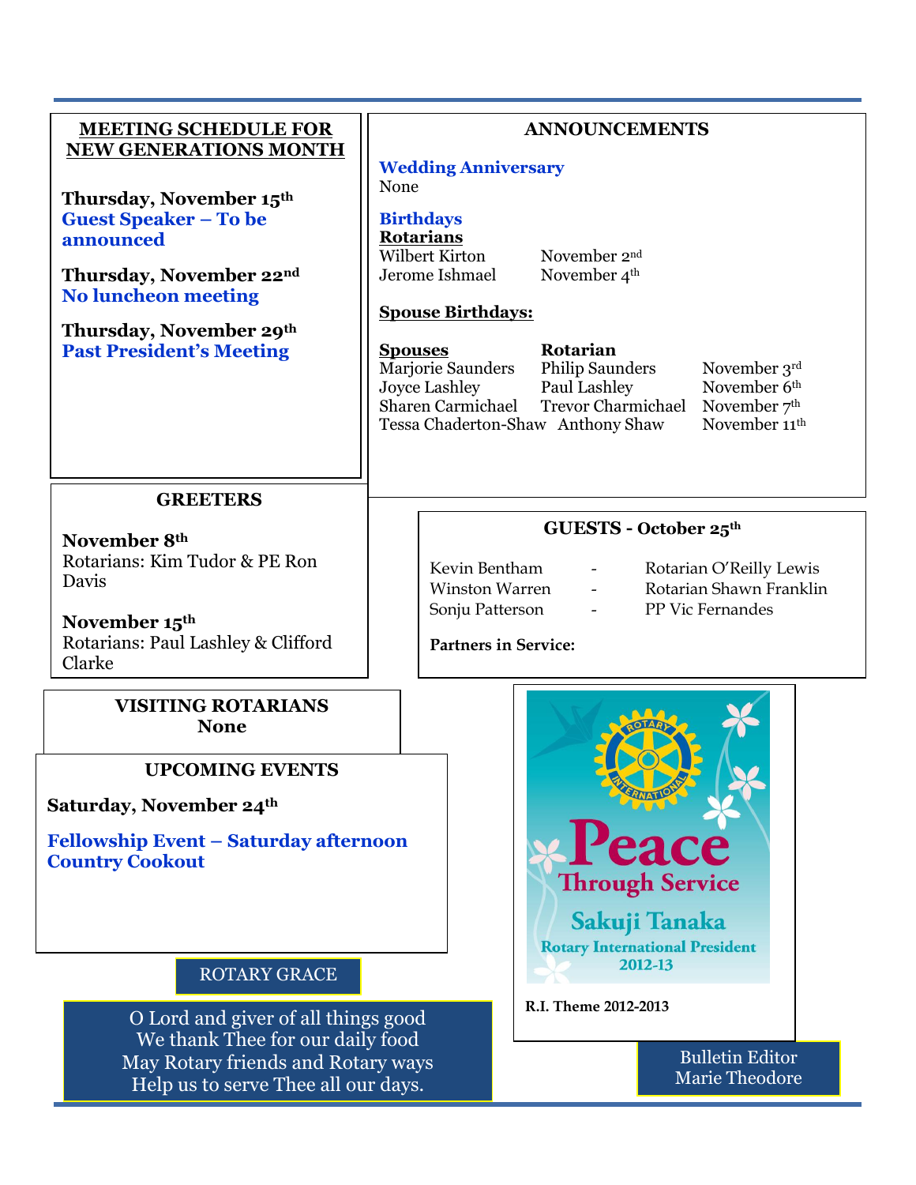## MEETING SCHEDULE FOR NEW GENERATIONS MONTH

**Thursday, November 15th**
**Guest Speaker – To be announced**

**Thursday, November 22nd**
**No luncheon meeting**

**Thursday, November 29th**
**Past President's Meeting**

## ANNOUNCEMENTS

**Wedding Anniversary**
None

**Birthdays**
**Rotarians**

| | |
|---|---|
| Wilbert Kirton | November 2nd |
| Jerome Ishmael | November 4th |

**Spouse Birthdays:**

| Spouses | Rotarian | |
|---|---|---|
| Marjorie Saunders | Philip Saunders | November 3rd |
| Joyce Lashley | Paul Lashley | November 6th |
| Sharen Carmichael | Trevor Charmichael | November 7th |
| Tessa Chaderton-Shaw | Anthony Shaw | November 11th |

## GREETERS

**November 8th**
Rotarians: Kim Tudor & PE Ron Davis

**November 15th**
Rotarians: Paul Lashley & Clifford Clarke

## GUESTS - October 25th

| | | |
|---|---|---|
| Kevin Bentham | - | Rotarian O'Reilly Lewis |
| Winston Warren | - | Rotarian Shawn Franklin |
| Sonju Patterson | - | PP Vic Fernandes |

**Partners in Service:**

## VISITING ROTARIANS
**None**

## UPCOMING EVENTS

**Saturday, November 24th**

**Fellowship Event – Saturday afternoon Country Cookout**

Peace Through Service
Sakuji Tanaka
Rotary International President
2012-13

**R.I. Theme 2012-2013**

ROTARY GRACE

O Lord and giver of all things good
We thank Thee for our daily food
May Rotary friends and Rotary ways
Help us to serve Thee all our days.

Bulletin Editor
Marie Theodore